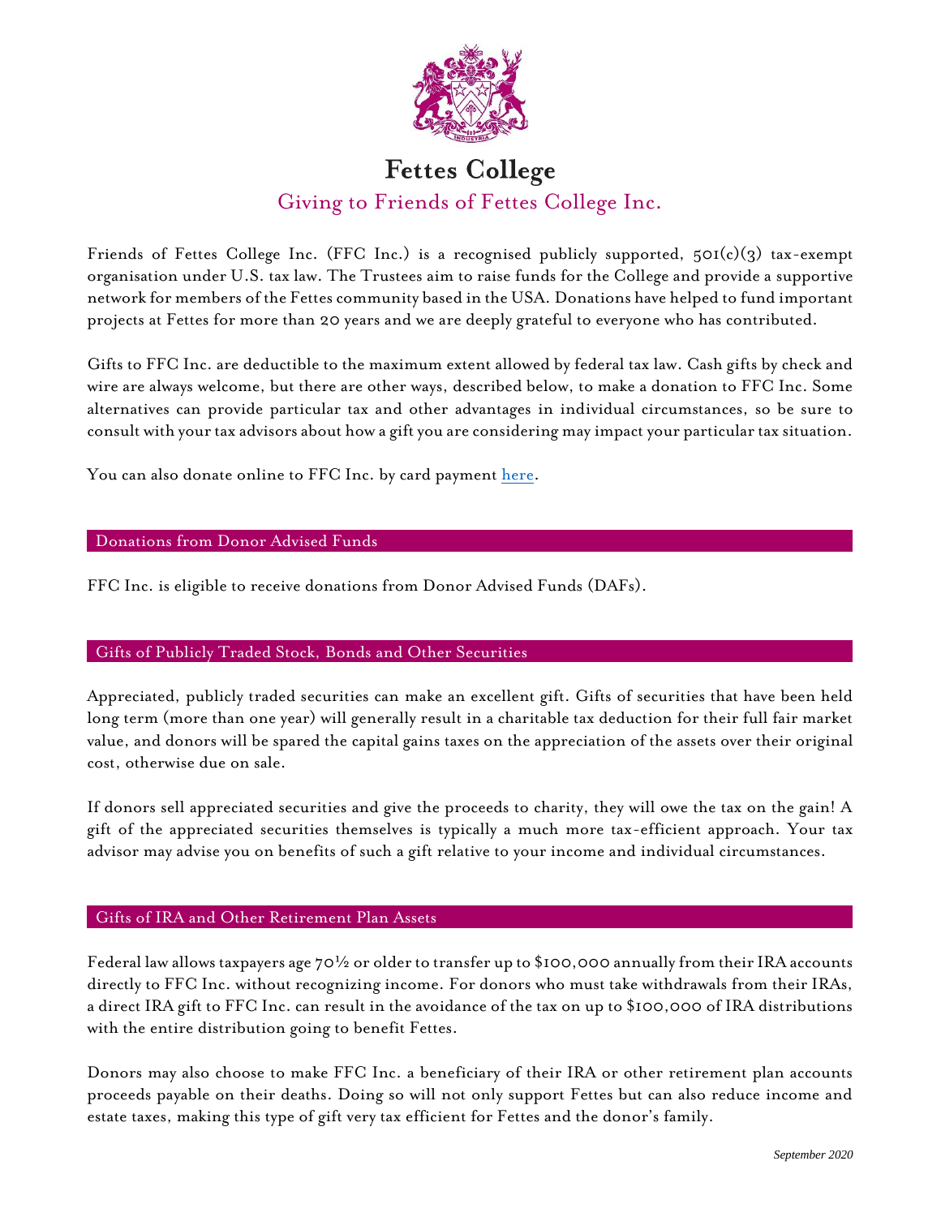# Fettes College

## Giving to Friends of Fettes College Inc.

Friends of Fettes College Inc. (FFC Inc.) is a recognised publicly supported, 501(c)(3) tax-exempt organisation under U.S. tax law. The Trustees aim to raise funds for the College and provide a supportive network for members of the Fettes community based in the USA. Donations have helped to fund important projects at Fettes for more than 20 years and we are deeply grateful to everyone who has contributed.

Gifts to FFC Inc. are deductible to the maximum extent allowed by federal tax law. Cash gifts by check and wire are always welcome, but there are other ways, described below, to make a donation to FFC Inc. Some alternatives can provide particular tax and other advantages in individual circumstances, so be sure to consult with your tax advisors about how a gift you are considering may impact your particular tax situation.

You can also donate online to FFC Inc. by card payment here.

### Donations from Donor Advised Funds

FFC Inc. is eligible to receive donations from Donor Advised Funds (DAFs).

### Gifts of Publicly Traded Stock, Bonds and Other Securities

Appreciated, publicly traded securities can make an excellent gift. Gifts of securities that have been held long term (more than one year) will generally result in a charitable tax deduction for their full fair market value, and donors will be spared the capital gains taxes on the appreciation of the assets over their original cost, otherwise due on sale.

If donors sell appreciated securities and give the proceeds to charity, they will owe the tax on the gain! A gift of the appreciated securities themselves is typically a much more tax-efficient approach. Your tax advisor may advise you on benefits of such a gift relative to your income and individual circumstances.

### Gifts of IRA and Other Retirement Plan Assets

Federal law allows taxpayers age 70½ or older to transfer up to $100,000 annually from their IRA accounts directly to FFC Inc. without recognizing income. For donors who must take withdrawals from their IRAs, a direct IRA gift to FFC Inc. can result in the avoidance of the tax on up to $100,000 of IRA distributions with the entire distribution going to benefit Fettes.

Donors may also choose to make FFC Inc. a beneficiary of their IRA or other retirement plan accounts proceeds payable on their deaths. Doing so will not only support Fettes but can also reduce income and estate taxes, making this type of gift very tax efficient for Fettes and the donor's family.

*September 2020*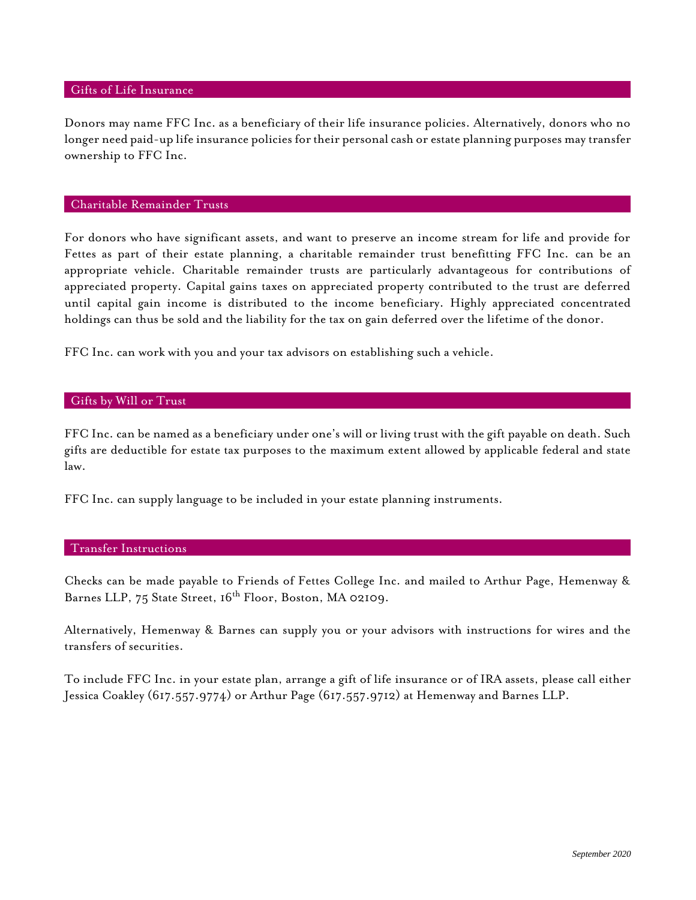## Gifts of Life Insurance

Donors may name FFC Inc. as a beneficiary of their life insurance policies. Alternatively, donors who no longer need paid-up life insurance policies for their personal cash or estate planning purposes may transfer ownership to FFC Inc.

## Charitable Remainder Trusts

For donors who have significant assets, and want to preserve an income stream for life and provide for Fettes as part of their estate planning, a charitable remainder trust benefitting FFC Inc. can be an appropriate vehicle. Charitable remainder trusts are particularly advantageous for contributions of appreciated property. Capital gains taxes on appreciated property contributed to the trust are deferred until capital gain income is distributed to the income beneficiary. Highly appreciated concentrated holdings can thus be sold and the liability for the tax on gain deferred over the lifetime of the donor.

FFC Inc. can work with you and your tax advisors on establishing such a vehicle.

## Gifts by Will or Trust

FFC Inc. can be named as a beneficiary under one's will or living trust with the gift payable on death. Such gifts are deductible for estate tax purposes to the maximum extent allowed by applicable federal and state law.

FFC Inc. can supply language to be included in your estate planning instruments.

## Transfer Instructions

Checks can be made payable to Friends of Fettes College Inc. and mailed to Arthur Page, Hemenway & Barnes LLP, 75 State Street, 16th Floor, Boston, MA 02109.

Alternatively, Hemenway & Barnes can supply you or your advisors with instructions for wires and the transfers of securities.

To include FFC Inc. in your estate plan, arrange a gift of life insurance or of IRA assets, please call either Jessica Coakley (617.557.9774) or Arthur Page (617.557.9712) at Hemenway and Barnes LLP.

*September 2020*